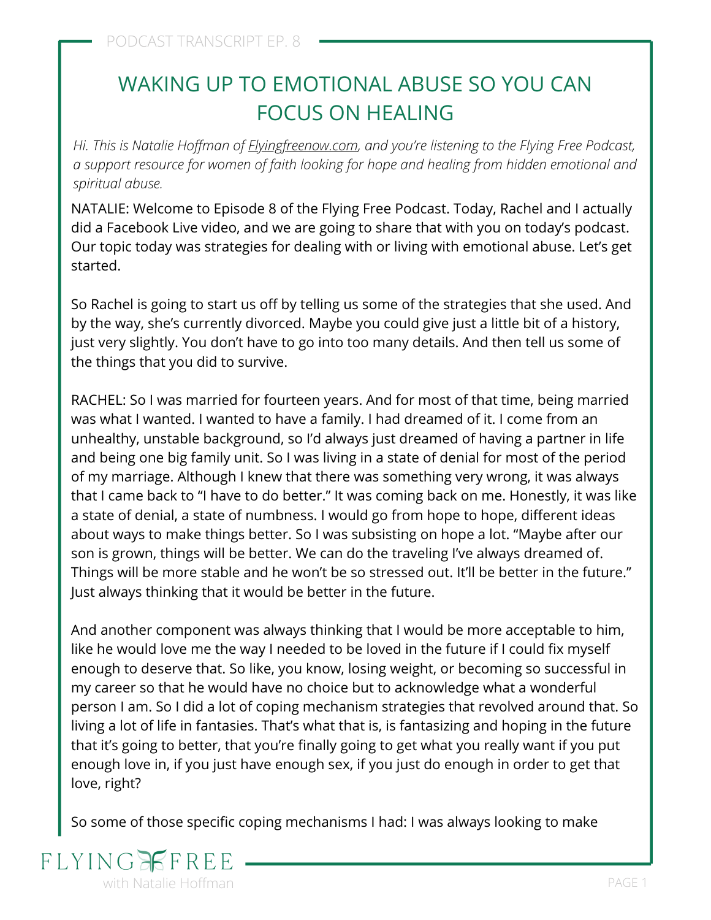# WAKING UP TO EMOTIONAL ABUSE SO YOU CAN FOCUS ON HEALING

*Hi. This is Natalie Hoffman of Flyingfreenow.com, and you're listening to the Flying Free Podcast, a support resource for women of faith looking for hope and healing from hidden emotional and spiritual abuse.*

NATALIE: Welcome to Episode 8 of the Flying Free Podcast. Today, Rachel and I actually did a Facebook Live video, and we are going to share that with you on today's podcast. Our topic today was strategies for dealing with or living with emotional abuse. Let's get started.

So Rachel is going to start us off by telling us some of the strategies that she used. And by the way, she's currently divorced. Maybe you could give just a little bit of a history, just very slightly. You don't have to go into too many details. And then tell us some of the things that you did to survive.

RACHEL: So I was married for fourteen years. And for most of that time, being married was what I wanted. I wanted to have a family. I had dreamed of it. I come from an unhealthy, unstable background, so I'd always just dreamed of having a partner in life and being one big family unit. So I was living in a state of denial for most of the period of my marriage. Although I knew that there was something very wrong, it was always that I came back to "I have to do better." It was coming back on me. Honestly, it was like a state of denial, a state of numbness. I would go from hope to hope, different ideas about ways to make things better. So I was subsisting on hope a lot. "Maybe after our son is grown, things will be better. We can do the traveling I've always dreamed of. Things will be more stable and he won't be so stressed out. It'll be better in the future." Just always thinking that it would be better in the future.

And another component was always thinking that I would be more acceptable to him, like he would love me the way I needed to be loved in the future if I could fix myself enough to deserve that. So like, you know, losing weight, or becoming so successful in my career so that he would have no choice but to acknowledge what a wonderful person I am. So I did a lot of coping mechanism strategies that revolved around that. So living a lot of life in fantasies. That's what that is, is fantasizing and hoping in the future that it's going to better, that you're finally going to get what you really want if you put enough love in, if you just have enough sex, if you just do enough in order to get that love, right?

So some of those specific coping mechanisms I had: I was always looking to make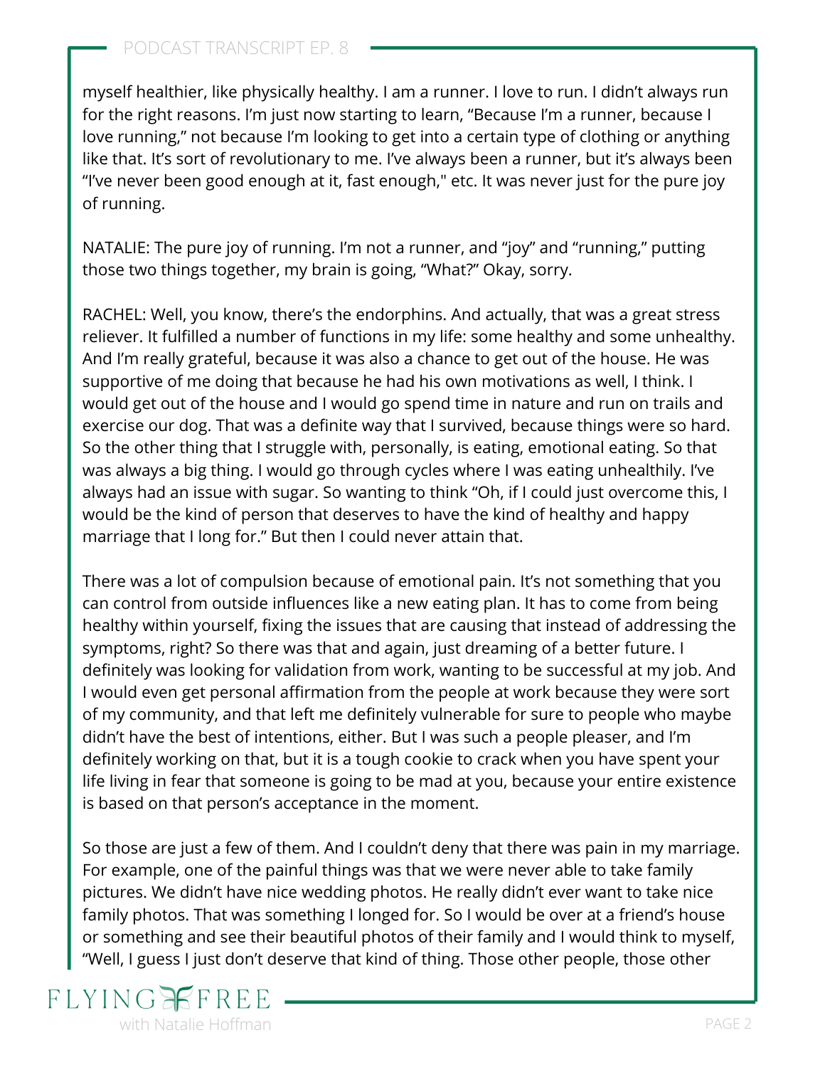myself healthier, like physically healthy. I am a runner. I love to run. I didn't always run for the right reasons. I'm just now starting to learn, "Because I'm a runner, because I love running," not because I'm looking to get into a certain type of clothing or anything like that. It's sort of revolutionary to me. I've always been a runner, but it's always been "I've never been good enough at it, fast enough," etc. It was never just for the pure joy of running.

NATALIE: The pure joy of running. I'm not a runner, and "joy" and "running," putting those two things together, my brain is going, "What?" Okay, sorry.

RACHEL: Well, you know, there's the endorphins. And actually, that was a great stress reliever. It fulfilled a number of functions in my life: some healthy and some unhealthy. And I'm really grateful, because it was also a chance to get out of the house. He was supportive of me doing that because he had his own motivations as well, I think. I would get out of the house and I would go spend time in nature and run on trails and exercise our dog. That was a definite way that I survived, because things were so hard. So the other thing that I struggle with, personally, is eating, emotional eating. So that was always a big thing. I would go through cycles where I was eating unhealthily. I've always had an issue with sugar. So wanting to think "Oh, if I could just overcome this, I would be the kind of person that deserves to have the kind of healthy and happy marriage that I long for." But then I could never attain that.

There was a lot of compulsion because of emotional pain. It's not something that you can control from outside influences like a new eating plan. It has to come from being healthy within yourself, fixing the issues that are causing that instead of addressing the symptoms, right? So there was that and again, just dreaming of a better future. I definitely was looking for validation from work, wanting to be successful at my job. And I would even get personal affirmation from the people at work because they were sort of my community, and that left me definitely vulnerable for sure to people who maybe didn't have the best of intentions, either. But I was such a people pleaser, and I'm definitely working on that, but it is a tough cookie to crack when you have spent your life living in fear that someone is going to be mad at you, because your entire existence is based on that person's acceptance in the moment.

So those are just a few of them. And I couldn't deny that there was pain in my marriage. For example, one of the painful things was that we were never able to take family pictures. We didn't have nice wedding photos. He really didn't ever want to take nice family photos. That was something I longed for. So I would be over at a friend's house or something and see their beautiful photos of their family and I would think to myself, "Well, I guess I just don't deserve that kind of thing. Those other people, those other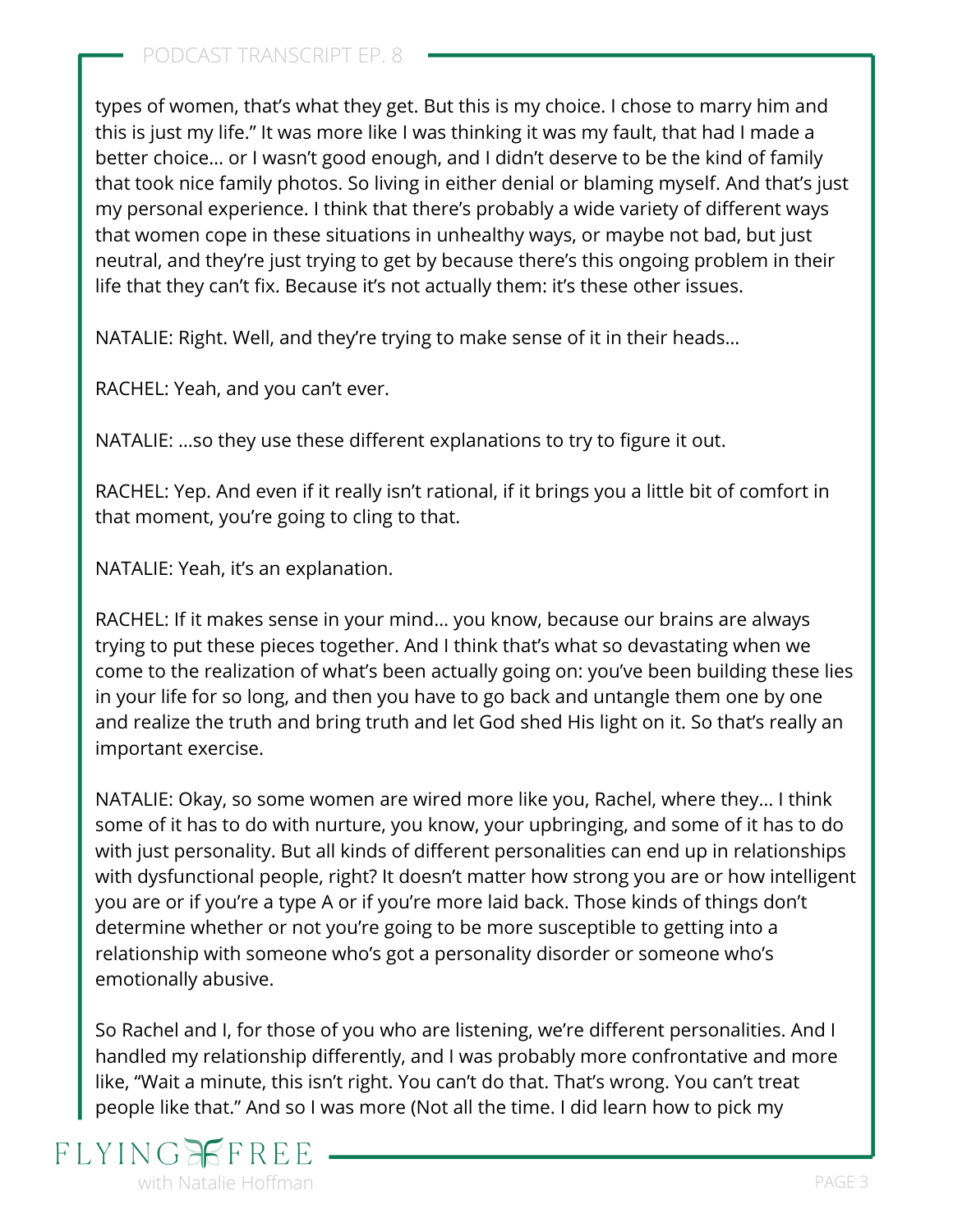types of women, that's what they get. But this is my choice. I chose to marry him and this is just my life." It was more like I was thinking it was my fault, that had I made a better choice… or I wasn't good enough, and I didn't deserve to be the kind of family that took nice family photos. So living in either denial or blaming myself. And that's just my personal experience. I think that there's probably a wide variety of different ways that women cope in these situations in unhealthy ways, or maybe not bad, but just neutral, and they're just trying to get by because there's this ongoing problem in their life that they can't fix. Because it's not actually them: it's these other issues.

NATALIE: Right. Well, and they're trying to make sense of it in their heads…

RACHEL: Yeah, and you can't ever.

NATALIE: …so they use these different explanations to try to figure it out.

RACHEL: Yep. And even if it really isn't rational, if it brings you a little bit of comfort in that moment, you're going to cling to that.

NATALIE: Yeah, it's an explanation.

RACHEL: If it makes sense in your mind… you know, because our brains are always trying to put these pieces together. And I think that's what so devastating when we come to the realization of what's been actually going on: you've been building these lies in your life for so long, and then you have to go back and untangle them one by one and realize the truth and bring truth and let God shed His light on it. So that's really an important exercise.

NATALIE: Okay, so some women are wired more like you, Rachel, where they… I think some of it has to do with nurture, you know, your upbringing, and some of it has to do with just personality. But all kinds of different personalities can end up in relationships with dysfunctional people, right? It doesn't matter how strong you are or how intelligent you are or if you're a type A or if you're more laid back. Those kinds of things don't determine whether or not you're going to be more susceptible to getting into a relationship with someone who's got a personality disorder or someone who's emotionally abusive.

So Rachel and I, for those of you who are listening, we're different personalities. And I handled my relationship differently, and I was probably more confrontative and more like, "Wait a minute, this isn't right. You can't do that. That's wrong. You can't treat people like that." And so I was more (Not all the time. I did learn how to pick my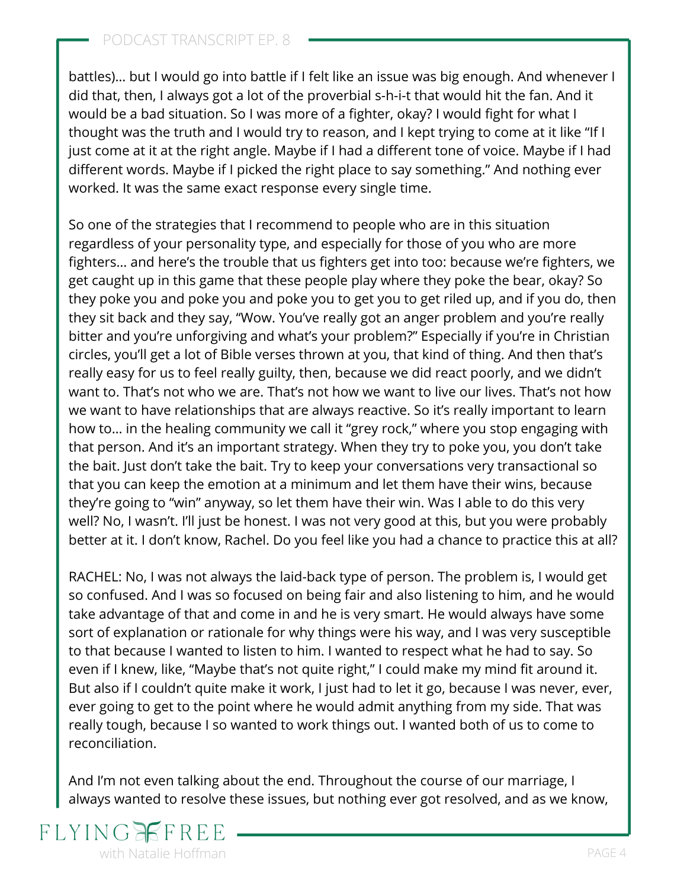battles)… but I would go into battle if I felt like an issue was big enough. And whenever I did that, then, I always got a lot of the proverbial s-h-i-t that would hit the fan. And it would be a bad situation. So I was more of a fighter, okay? I would fight for what I thought was the truth and I would try to reason, and I kept trying to come at it like "If I just come at it at the right angle. Maybe if I had a different tone of voice. Maybe if I had different words. Maybe if I picked the right place to say something." And nothing ever worked. It was the same exact response every single time.

So one of the strategies that I recommend to people who are in this situation regardless of your personality type, and especially for those of you who are more fighters… and here's the trouble that us fighters get into too: because we're fighters, we get caught up in this game that these people play where they poke the bear, okay? So they poke you and poke you and poke you to get you to get riled up, and if you do, then they sit back and they say, "Wow. You've really got an anger problem and you're really bitter and you're unforgiving and what's your problem?" Especially if you're in Christian circles, you'll get a lot of Bible verses thrown at you, that kind of thing. And then that's really easy for us to feel really guilty, then, because we did react poorly, and we didn't want to. That's not who we are. That's not how we want to live our lives. That's not how we want to have relationships that are always reactive. So it's really important to learn how to… in the healing community we call it "grey rock," where you stop engaging with that person. And it's an important strategy. When they try to poke you, you don't take the bait. Just don't take the bait. Try to keep your conversations very transactional so that you can keep the emotion at a minimum and let them have their wins, because they're going to "win" anyway, so let them have their win. Was I able to do this very well? No, I wasn't. I'll just be honest. I was not very good at this, but you were probably better at it. I don't know, Rachel. Do you feel like you had a chance to practice this at all?

RACHEL: No, I was not always the laid-back type of person. The problem is, I would get so confused. And I was so focused on being fair and also listening to him, and he would take advantage of that and come in and he is very smart. He would always have some sort of explanation or rationale for why things were his way, and I was very susceptible to that because I wanted to listen to him. I wanted to respect what he had to say. So even if I knew, like, "Maybe that's not quite right," I could make my mind fit around it. But also if I couldn't quite make it work, I just had to let it go, because I was never, ever, ever going to get to the point where he would admit anything from my side. That was really tough, because I so wanted to work things out. I wanted both of us to come to reconciliation.

And I'm not even talking about the end. Throughout the course of our marriage, I always wanted to resolve these issues, but nothing ever got resolved, and as we know,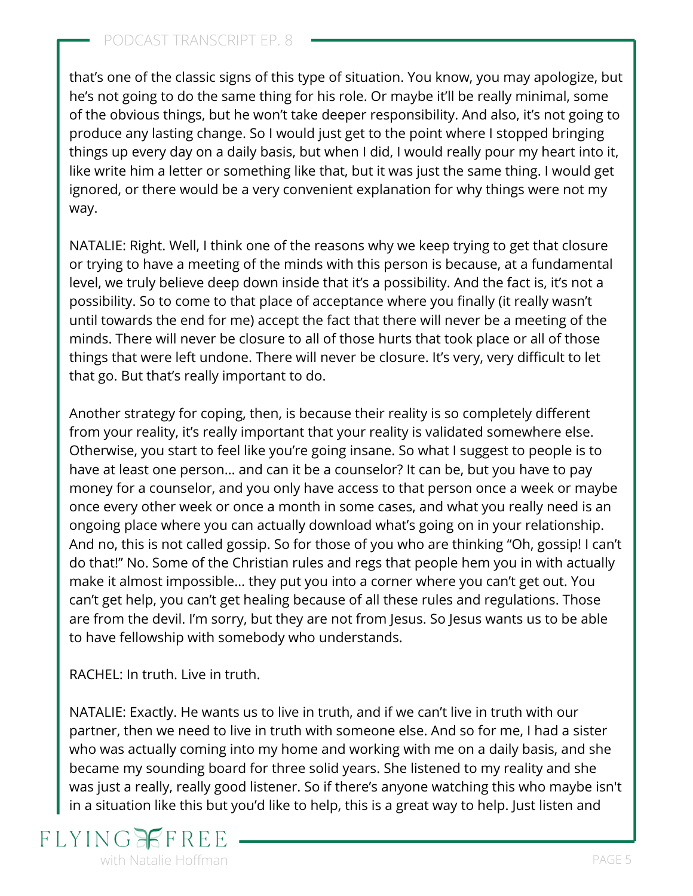that's one of the classic signs of this type of situation. You know, you may apologize, but he's not going to do the same thing for his role. Or maybe it'll be really minimal, some of the obvious things, but he won't take deeper responsibility. And also, it's not going to produce any lasting change. So I would just get to the point where I stopped bringing things up every day on a daily basis, but when I did, I would really pour my heart into it, like write him a letter or something like that, but it was just the same thing. I would get ignored, or there would be a very convenient explanation for why things were not my way.

NATALIE: Right. Well, I think one of the reasons why we keep trying to get that closure or trying to have a meeting of the minds with this person is because, at a fundamental level, we truly believe deep down inside that it's a possibility. And the fact is, it's not a possibility. So to come to that place of acceptance where you finally (it really wasn't until towards the end for me) accept the fact that there will never be a meeting of the minds. There will never be closure to all of those hurts that took place or all of those things that were left undone. There will never be closure. It's very, very difficult to let that go. But that's really important to do.

Another strategy for coping, then, is because their reality is so completely different from your reality, it's really important that your reality is validated somewhere else. Otherwise, you start to feel like you're going insane. So what I suggest to people is to have at least one person… and can it be a counselor? It can be, but you have to pay money for a counselor, and you only have access to that person once a week or maybe once every other week or once a month in some cases, and what you really need is an ongoing place where you can actually download what's going on in your relationship. And no, this is not called gossip. So for those of you who are thinking "Oh, gossip! I can't do that!" No. Some of the Christian rules and regs that people hem you in with actually make it almost impossible… they put you into a corner where you can't get out. You can't get help, you can't get healing because of all these rules and regulations. Those are from the devil. I'm sorry, but they are not from Jesus. So Jesus wants us to be able to have fellowship with somebody who understands.

RACHEL: In truth. Live in truth.

NATALIE: Exactly. He wants us to live in truth, and if we can't live in truth with our partner, then we need to live in truth with someone else. And so for me, I had a sister who was actually coming into my home and working with me on a daily basis, and she became my sounding board for three solid years. She listened to my reality and she was just a really, really good listener. So if there's anyone watching this who maybe isn't in a situation like this but you'd like to help, this is a great way to help. Just listen and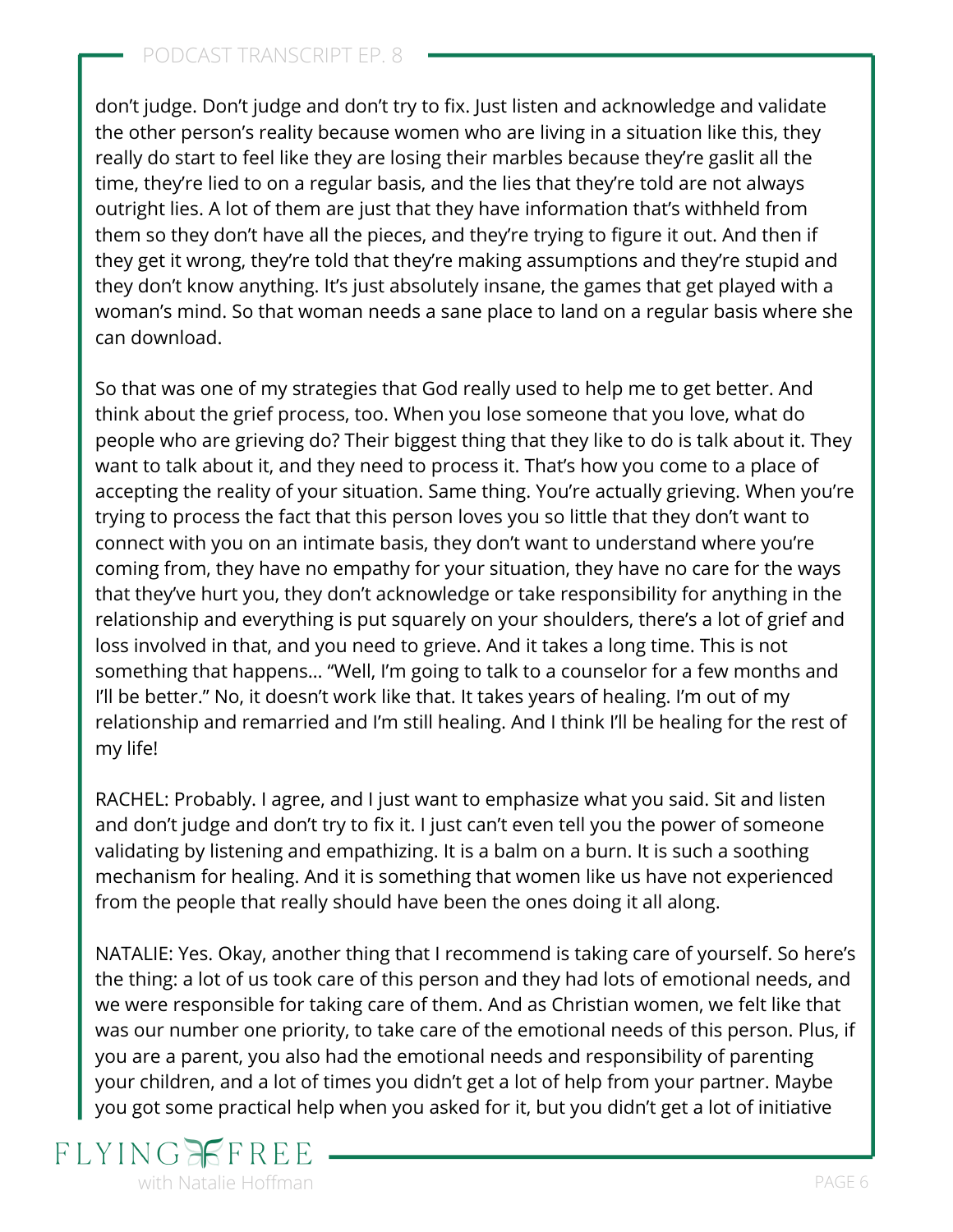don't judge. Don't judge and don't try to fix. Just listen and acknowledge and validate the other person's reality because women who are living in a situation like this, they really do start to feel like they are losing their marbles because they're gaslit all the time, they're lied to on a regular basis, and the lies that they're told are not always outright lies. A lot of them are just that they have information that's withheld from them so they don't have all the pieces, and they're trying to figure it out. And then if they get it wrong, they're told that they're making assumptions and they're stupid and they don't know anything. It's just absolutely insane, the games that get played with a woman's mind. So that woman needs a sane place to land on a regular basis where she can download.

So that was one of my strategies that God really used to help me to get better. And think about the grief process, too. When you lose someone that you love, what do people who are grieving do? Their biggest thing that they like to do is talk about it. They want to talk about it, and they need to process it. That's how you come to a place of accepting the reality of your situation. Same thing. You're actually grieving. When you're trying to process the fact that this person loves you so little that they don't want to connect with you on an intimate basis, they don't want to understand where you're coming from, they have no empathy for your situation, they have no care for the ways that they've hurt you, they don't acknowledge or take responsibility for anything in the relationship and everything is put squarely on your shoulders, there's a lot of grief and loss involved in that, and you need to grieve. And it takes a long time. This is not something that happens… "Well, I'm going to talk to a counselor for a few months and I'll be better." No, it doesn't work like that. It takes years of healing. I'm out of my relationship and remarried and I'm still healing. And I think I'll be healing for the rest of my life!

RACHEL: Probably. I agree, and I just want to emphasize what you said. Sit and listen and don't judge and don't try to fix it. I just can't even tell you the power of someone validating by listening and empathizing. It is a balm on a burn. It is such a soothing mechanism for healing. And it is something that women like us have not experienced from the people that really should have been the ones doing it all along.

NATALIE: Yes. Okay, another thing that I recommend is taking care of yourself. So here's the thing: a lot of us took care of this person and they had lots of emotional needs, and we were responsible for taking care of them. And as Christian women, we felt like that was our number one priority, to take care of the emotional needs of this person. Plus, if you are a parent, you also had the emotional needs and responsibility of parenting your children, and a lot of times you didn't get a lot of help from your partner. Maybe you got some practical help when you asked for it, but you didn't get a lot of initiative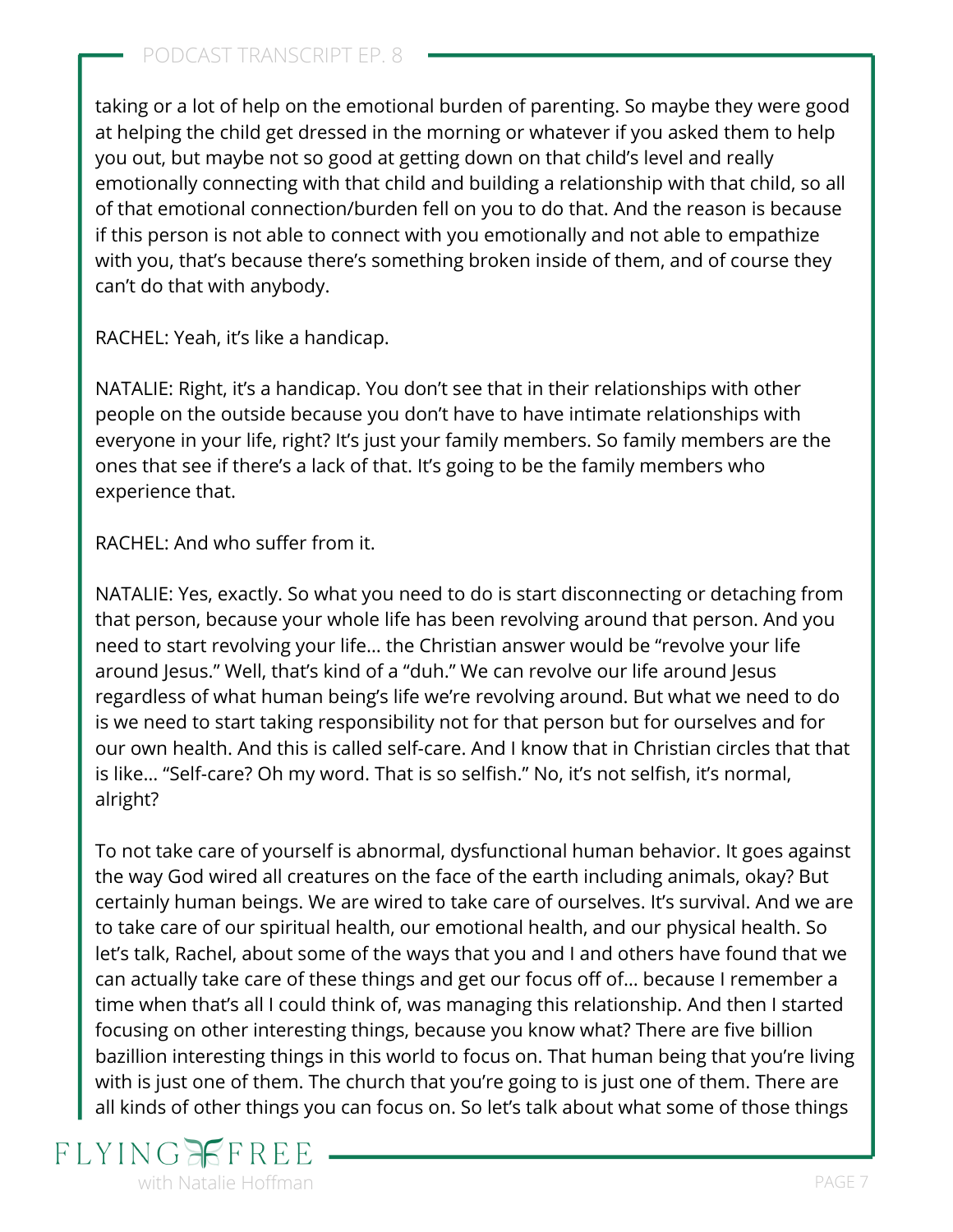taking or a lot of help on the emotional burden of parenting. So maybe they were good at helping the child get dressed in the morning or whatever if you asked them to help you out, but maybe not so good at getting down on that child's level and really emotionally connecting with that child and building a relationship with that child, so all of that emotional connection/burden fell on you to do that. And the reason is because if this person is not able to connect with you emotionally and not able to empathize with you, that's because there's something broken inside of them, and of course they can't do that with anybody.

RACHEL: Yeah, it's like a handicap.

NATALIE: Right, it's a handicap. You don't see that in their relationships with other people on the outside because you don't have to have intimate relationships with everyone in your life, right? It's just your family members. So family members are the ones that see if there's a lack of that. It's going to be the family members who experience that.

RACHEL: And who suffer from it.

NATALIE: Yes, exactly. So what you need to do is start disconnecting or detaching from that person, because your whole life has been revolving around that person. And you need to start revolving your life… the Christian answer would be "revolve your life around Jesus." Well, that's kind of a "duh." We can revolve our life around Jesus regardless of what human being's life we're revolving around. But what we need to do is we need to start taking responsibility not for that person but for ourselves and for our own health. And this is called self-care. And I know that in Christian circles that that is like… "Self-care? Oh my word. That is so selfish." No, it's not selfish, it's normal, alright?

To not take care of yourself is abnormal, dysfunctional human behavior. It goes against the way God wired all creatures on the face of the earth including animals, okay? But certainly human beings. We are wired to take care of ourselves. It's survival. And we are to take care of our spiritual health, our emotional health, and our physical health. So let's talk, Rachel, about some of the ways that you and I and others have found that we can actually take care of these things and get our focus off of… because I remember a time when that's all I could think of, was managing this relationship. And then I started focusing on other interesting things, because you know what? There are five billion bazillion interesting things in this world to focus on. That human being that you're living with is just one of them. The church that you're going to is just one of them. There are all kinds of other things you can focus on. So let's talk about what some of those things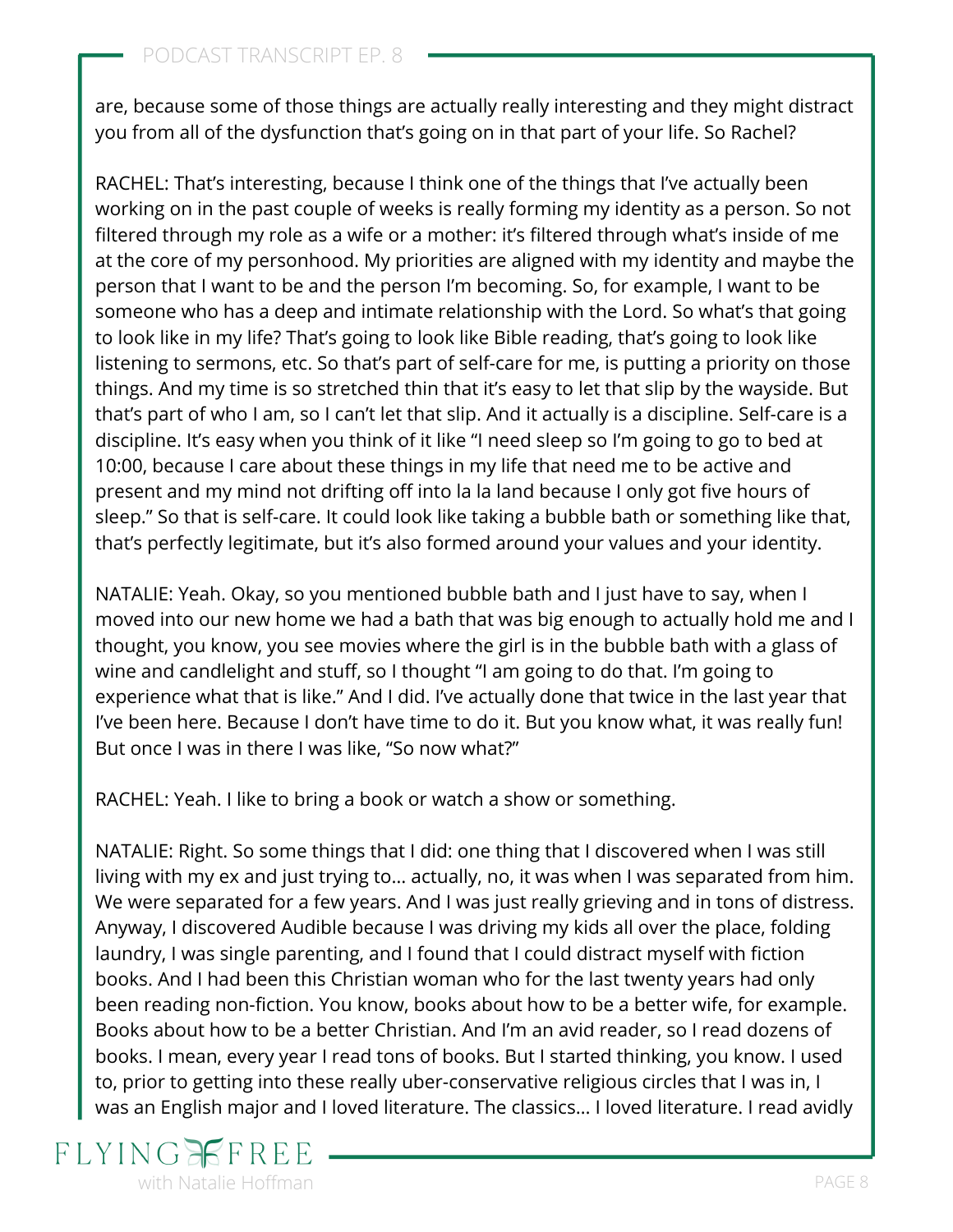are, because some of those things are actually really interesting and they might distract you from all of the dysfunction that's going on in that part of your life. So Rachel?

RACHEL: That's interesting, because I think one of the things that I've actually been working on in the past couple of weeks is really forming my identity as a person. So not filtered through my role as a wife or a mother: it's filtered through what's inside of me at the core of my personhood. My priorities are aligned with my identity and maybe the person that I want to be and the person I'm becoming. So, for example, I want to be someone who has a deep and intimate relationship with the Lord. So what's that going to look like in my life? That's going to look like Bible reading, that's going to look like listening to sermons, etc. So that's part of self-care for me, is putting a priority on those things. And my time is so stretched thin that it's easy to let that slip by the wayside. But that's part of who I am, so I can't let that slip. And it actually is a discipline. Self-care is a discipline. It's easy when you think of it like "I need sleep so I'm going to go to bed at 10:00, because I care about these things in my life that need me to be active and present and my mind not drifting off into la la land because I only got five hours of sleep." So that is self-care. It could look like taking a bubble bath or something like that, that's perfectly legitimate, but it's also formed around your values and your identity.

NATALIE: Yeah. Okay, so you mentioned bubble bath and I just have to say, when I moved into our new home we had a bath that was big enough to actually hold me and I thought, you know, you see movies where the girl is in the bubble bath with a glass of wine and candlelight and stuff, so I thought "I am going to do that. I'm going to experience what that is like." And I did. I've actually done that twice in the last year that I've been here. Because I don't have time to do it. But you know what, it was really fun! But once I was in there I was like, "So now what?"

RACHEL: Yeah. I like to bring a book or watch a show or something.

NATALIE: Right. So some things that I did: one thing that I discovered when I was still living with my ex and just trying to… actually, no, it was when I was separated from him. We were separated for a few years. And I was just really grieving and in tons of distress. Anyway, I discovered Audible because I was driving my kids all over the place, folding laundry, I was single parenting, and I found that I could distract myself with fiction books. And I had been this Christian woman who for the last twenty years had only been reading non-fiction. You know, books about how to be a better wife, for example. Books about how to be a better Christian. And I'm an avid reader, so I read dozens of books. I mean, every year I read tons of books. But I started thinking, you know. I used to, prior to getting into these really uber-conservative religious circles that I was in, I was an English major and I loved literature. The classics… I loved literature. I read avidly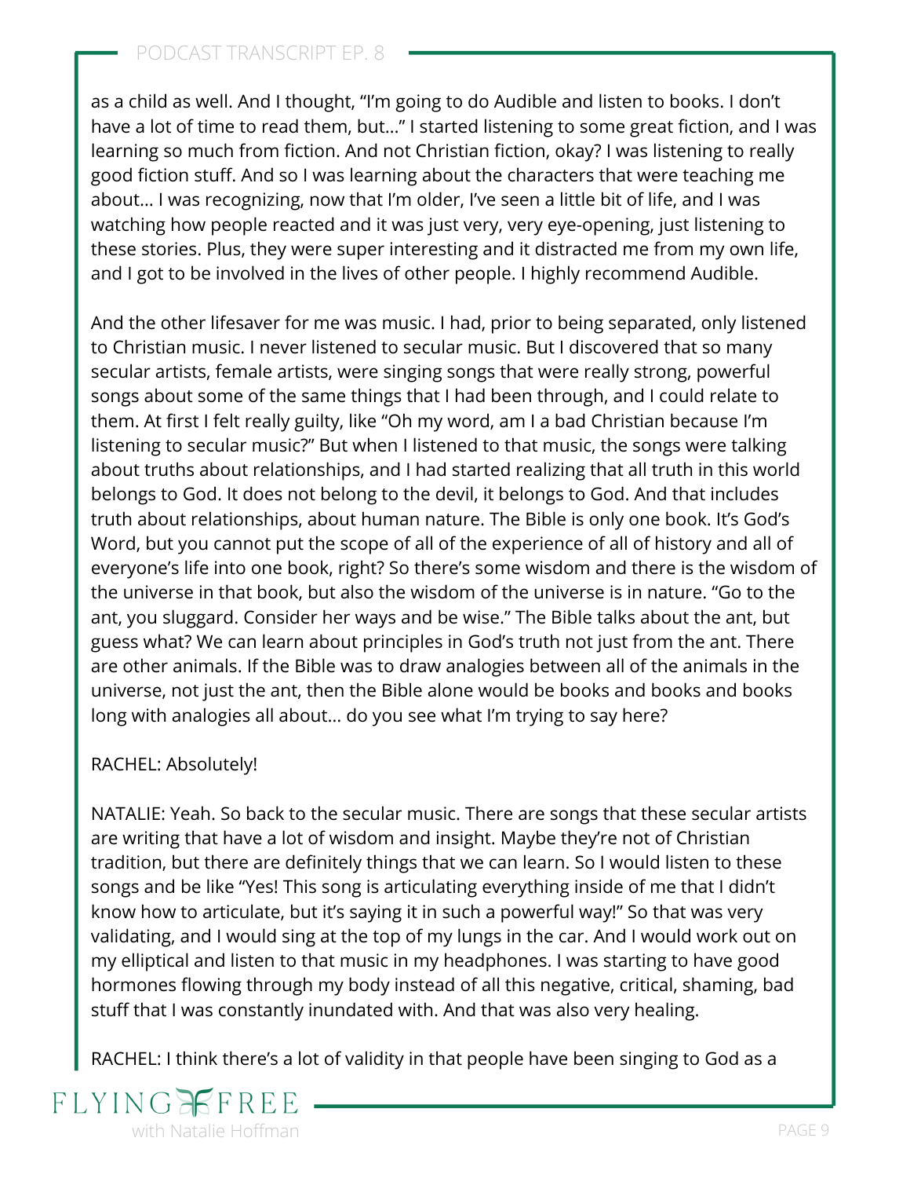as a child as well. And I thought, "I'm going to do Audible and listen to books. I don't have a lot of time to read them, but…" I started listening to some great fiction, and I was learning so much from fiction. And not Christian fiction, okay? I was listening to really good fiction stuff. And so I was learning about the characters that were teaching me about… I was recognizing, now that I'm older, I've seen a little bit of life, and I was watching how people reacted and it was just very, very eye-opening, just listening to these stories. Plus, they were super interesting and it distracted me from my own life, and I got to be involved in the lives of other people. I highly recommend Audible.

And the other lifesaver for me was music. I had, prior to being separated, only listened to Christian music. I never listened to secular music. But I discovered that so many secular artists, female artists, were singing songs that were really strong, powerful songs about some of the same things that I had been through, and I could relate to them. At first I felt really guilty, like "Oh my word, am I a bad Christian because I'm listening to secular music?" But when I listened to that music, the songs were talking about truths about relationships, and I had started realizing that all truth in this world belongs to God. It does not belong to the devil, it belongs to God. And that includes truth about relationships, about human nature. The Bible is only one book. It's God's Word, but you cannot put the scope of all of the experience of all of history and all of everyone's life into one book, right? So there's some wisdom and there is the wisdom of the universe in that book, but also the wisdom of the universe is in nature. "Go to the ant, you sluggard. Consider her ways and be wise." The Bible talks about the ant, but guess what? We can learn about principles in God's truth not just from the ant. There are other animals. If the Bible was to draw analogies between all of the animals in the universe, not just the ant, then the Bible alone would be books and books and books long with analogies all about… do you see what I'm trying to say here?

RACHEL: Absolutely!

NATALIE: Yeah. So back to the secular music. There are songs that these secular artists are writing that have a lot of wisdom and insight. Maybe they're not of Christian tradition, but there are definitely things that we can learn. So I would listen to these songs and be like "Yes! This song is articulating everything inside of me that I didn't know how to articulate, but it's saying it in such a powerful way!" So that was very validating, and I would sing at the top of my lungs in the car. And I would work out on my elliptical and listen to that music in my headphones. I was starting to have good hormones flowing through my body instead of all this negative, critical, shaming, bad stuff that I was constantly inundated with. And that was also very healing.

RACHEL: I think there's a lot of validity in that people have been singing to God as a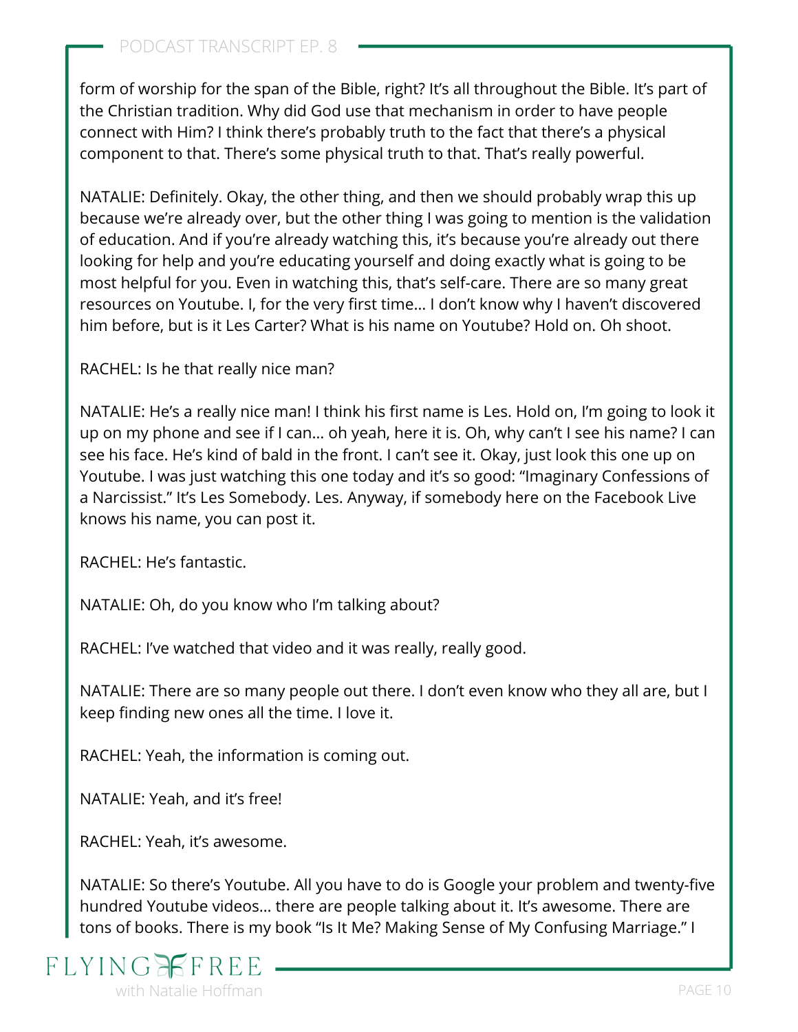form of worship for the span of the Bible, right? It's all throughout the Bible. It's part of the Christian tradition. Why did God use that mechanism in order to have people connect with Him? I think there's probably truth to the fact that there's a physical component to that. There's some physical truth to that. That's really powerful.

NATALIE: Definitely. Okay, the other thing, and then we should probably wrap this up because we're already over, but the other thing I was going to mention is the validation of education. And if you're already watching this, it's because you're already out there looking for help and you're educating yourself and doing exactly what is going to be most helpful for you. Even in watching this, that's self-care. There are so many great resources on Youtube. I, for the very first time… I don't know why I haven't discovered him before, but is it Les Carter? What is his name on Youtube? Hold on. Oh shoot.

RACHEL: Is he that really nice man?

NATALIE: He's a really nice man! I think his first name is Les. Hold on, I'm going to look it up on my phone and see if I can… oh yeah, here it is. Oh, why can't I see his name? I can see his face. He's kind of bald in the front. I can't see it. Okay, just look this one up on Youtube. I was just watching this one today and it's so good: "Imaginary Confessions of a Narcissist." It's Les Somebody. Les. Anyway, if somebody here on the Facebook Live knows his name, you can post it.

RACHEL: He's fantastic.

NATALIE: Oh, do you know who I'm talking about?

RACHEL: I've watched that video and it was really, really good.

NATALIE: There are so many people out there. I don't even know who they all are, but I keep finding new ones all the time. I love it.

RACHEL: Yeah, the information is coming out.

NATALIE: Yeah, and it's free!

RACHEL: Yeah, it's awesome.

NATALIE: So there's Youtube. All you have to do is Google your problem and twenty-five hundred Youtube videos… there are people talking about it. It's awesome. There are tons of books. There is my book "Is It Me? Making Sense of My Confusing Marriage." I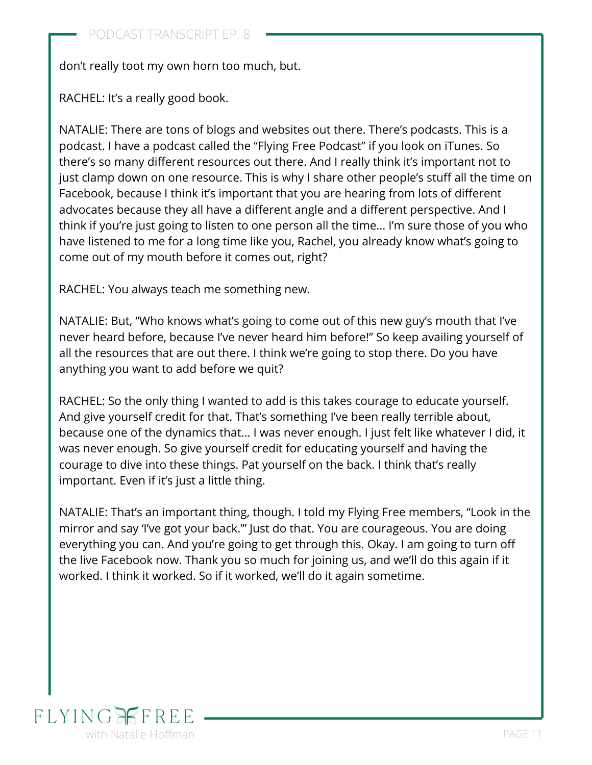don't really toot my own horn too much, but.

RACHEL: It's a really good book.

NATALIE: There are tons of blogs and websites out there. There's podcasts. This is a podcast. I have a podcast called the "Flying Free Podcast" if you look on iTunes. So there's so many different resources out there. And I really think it's important not to just clamp down on one resource. This is why I share other people's stuff all the time on Facebook, because I think it's important that you are hearing from lots of different advocates because they all have a different angle and a different perspective. And I think if you're just going to listen to one person all the time… I'm sure those of you who have listened to me for a long time like you, Rachel, you already know what's going to come out of my mouth before it comes out, right?

RACHEL: You always teach me something new.

NATALIE: But, "Who knows what's going to come out of this new guy's mouth that I've never heard before, because I've never heard him before!" So keep availing yourself of all the resources that are out there. I think we're going to stop there. Do you have anything you want to add before we quit?

RACHEL: So the only thing I wanted to add is this takes courage to educate yourself. And give yourself credit for that. That's something I've been really terrible about, because one of the dynamics that… I was never enough. I just felt like whatever I did, it was never enough. So give yourself credit for educating yourself and having the courage to dive into these things. Pat yourself on the back. I think that's really important. Even if it's just a little thing.

NATALIE: That's an important thing, though. I told my Flying Free members, "Look in the mirror and say 'I've got your back.'" Just do that. You are courageous. You are doing everything you can. And you're going to get through this. Okay. I am going to turn off the live Facebook now. Thank you so much for joining us, and we'll do this again if it worked. I think it worked. So if it worked, we'll do it again sometime.